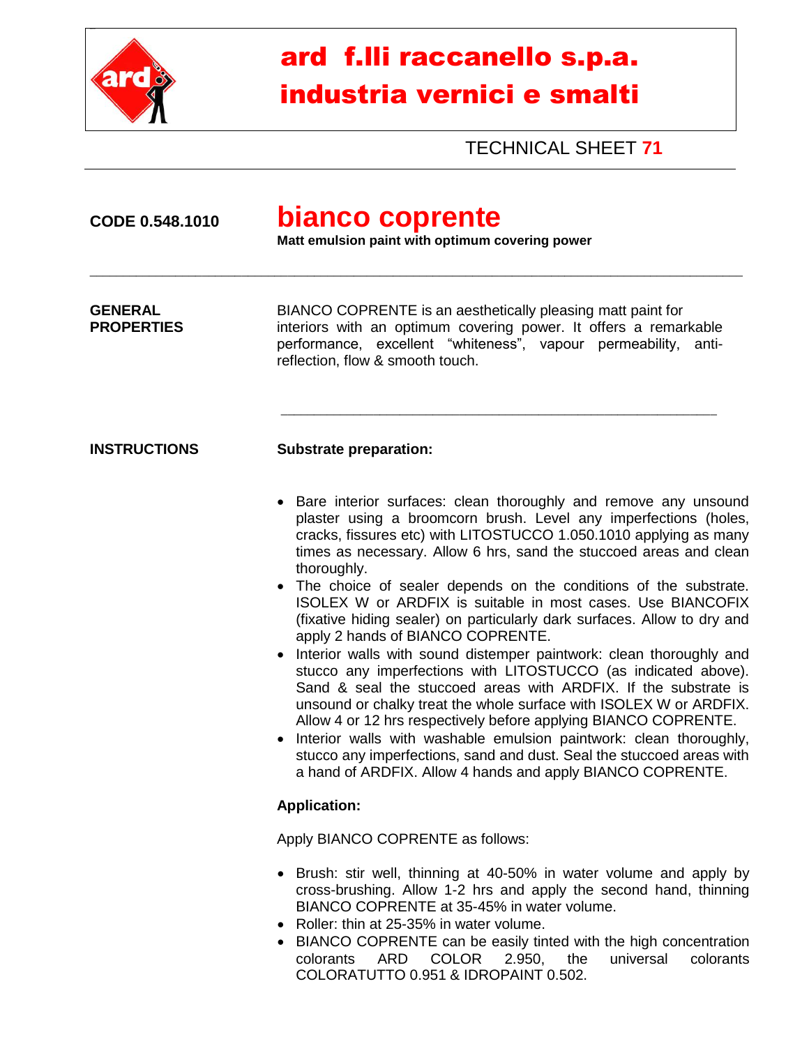# ard f.lli raccanello s.p.a.
# industria vernici e smalti

TECHNICAL SHEET **71**

**CODE 0.548.1010**

## bianco coprente

**Matt emulsion paint with optimum covering power**

---

**GENERAL PROPERTIES**

BIANCO COPRENTE is an aesthetically pleasing matt paint for interiors with an optimum covering power. It offers a remarkable performance, excellent "whiteness", vapour permeability, anti-reflection, flow & smooth touch.

---

**INSTRUCTIONS**

**Substrate preparation:**

- Bare interior surfaces: clean thoroughly and remove any unsound plaster using a broomcorn brush. Level any imperfections (holes, cracks, fissures etc) with LITOSTUCCO 1.050.1010 applying as many times as necessary. Allow 6 hrs, sand the stuccoed areas and clean thoroughly.
- The choice of sealer depends on the conditions of the substrate. ISOLEX W or ARDFIX is suitable in most cases. Use BIANCOFIX (fixative hiding sealer) on particularly dark surfaces. Allow to dry and apply 2 hands of BIANCO COPRENTE.
- Interior walls with sound distemper paintwork: clean thoroughly and stucco any imperfections with LITOSTUCCO (as indicated above). Sand & seal the stuccoed areas with ARDFIX. If the substrate is unsound or chalky treat the whole surface with ISOLEX W or ARDFIX. Allow 4 or 12 hrs respectively before applying BIANCO COPRENTE.
- Interior walls with washable emulsion paintwork: clean thoroughly, stucco any imperfections, sand and dust. Seal the stuccoed areas with a hand of ARDFIX. Allow 4 hands and apply BIANCO COPRENTE.

**Application:**

Apply BIANCO COPRENTE as follows:

- Brush: stir well, thinning at 40-50% in water volume and apply by cross-brushing. Allow 1-2 hrs and apply the second hand, thinning BIANCO COPRENTE at 35-45% in water volume.
- Roller: thin at 25-35% in water volume.
- BIANCO COPRENTE can be easily tinted with the high concentration colorants ARD COLOR 2.950, the universal colorants COLORATUTTO 0.951 & IDROPAINT 0.502.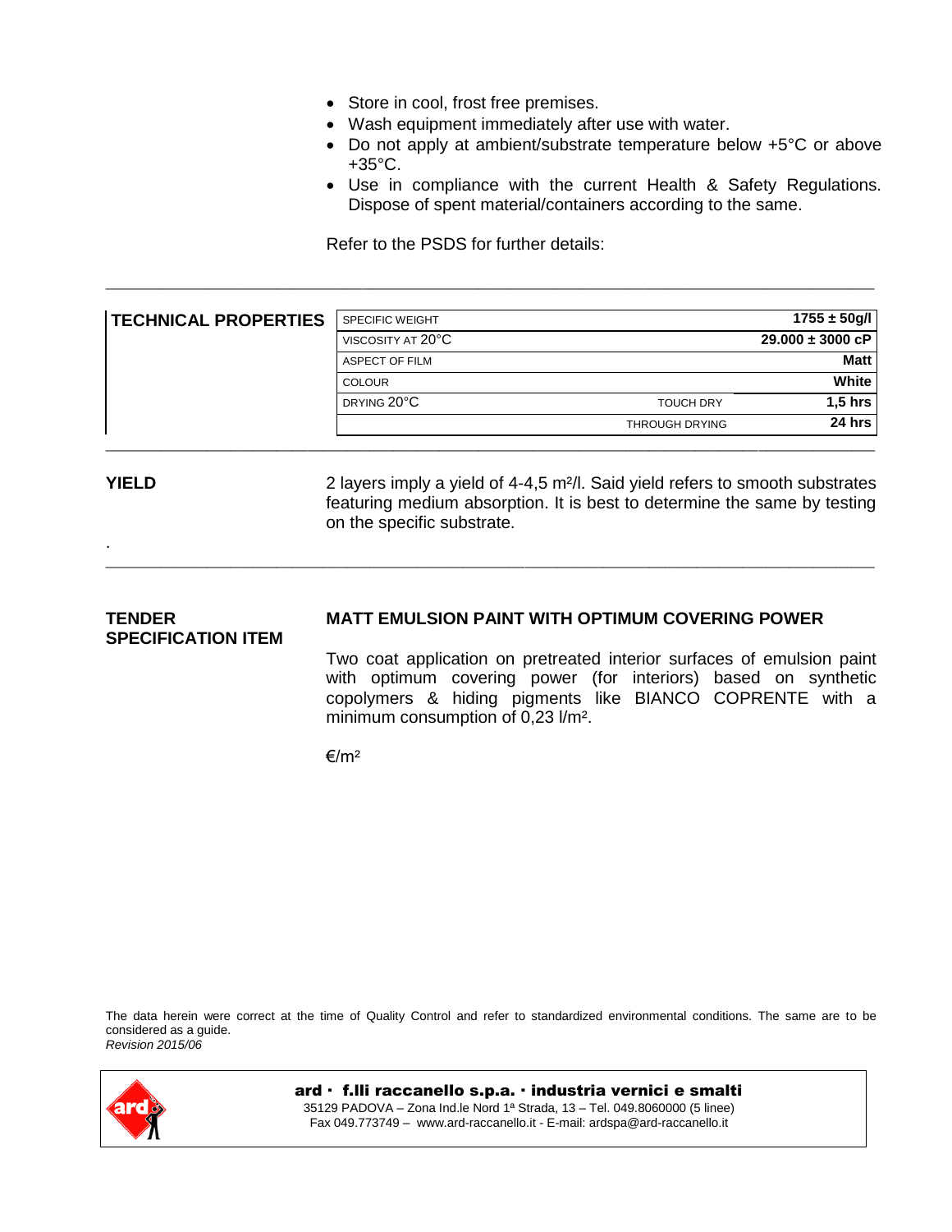- Store in cool, frost free premises.
- Wash equipment immediately after use with water.
- Do not apply at ambient/substrate temperature below +5°C or above +35°C.
- Use in compliance with the current Health & Safety Regulations. Dispose of spent material/containers according to the same.

Refer to the PSDS for further details:

## TECHNICAL PROPERTIES

| | | |
|---|---|---|
| SPECIFIC WEIGHT | | **1755 ± 50g/l** |
| VISCOSITY AT 20°C | | **29.000 ± 3000 cP** |
| ASPECT OF FILM | | **Matt** |
| COLOUR | | **White** |
| DRYING 20°C | TOUCH DRY | **1,5 hrs** |
| | THROUGH DRYING | **24 hrs** |

## YIELD

2 layers imply a yield of 4-4,5 m²/l. Said yield refers to smooth substrates featuring medium absorption. It is best to determine the same by testing on the specific substrate.

.

## TENDER SPECIFICATION ITEM

**MATT EMULSION PAINT WITH OPTIMUM COVERING POWER**

Two coat application on pretreated interior surfaces of emulsion paint with optimum covering power (for interiors) based on synthetic copolymers & hiding pigments like BIANCO COPRENTE with a minimum consumption of 0,23 l/m².

€/m²

The data herein were correct at the time of Quality Control and refer to standardized environmental conditions. The same are to be considered as a guide.
*Revision 2015/06*

**ard · f.lli raccanello s.p.a. · industria vernici e smalti**
35129 PADOVA – Zona Ind.le Nord 1ª Strada, 13 – Tel. 049.8060000 (5 linee)
Fax 049.773749 – www.ard-raccanello.it - E-mail: ardspa@ard-raccanello.it